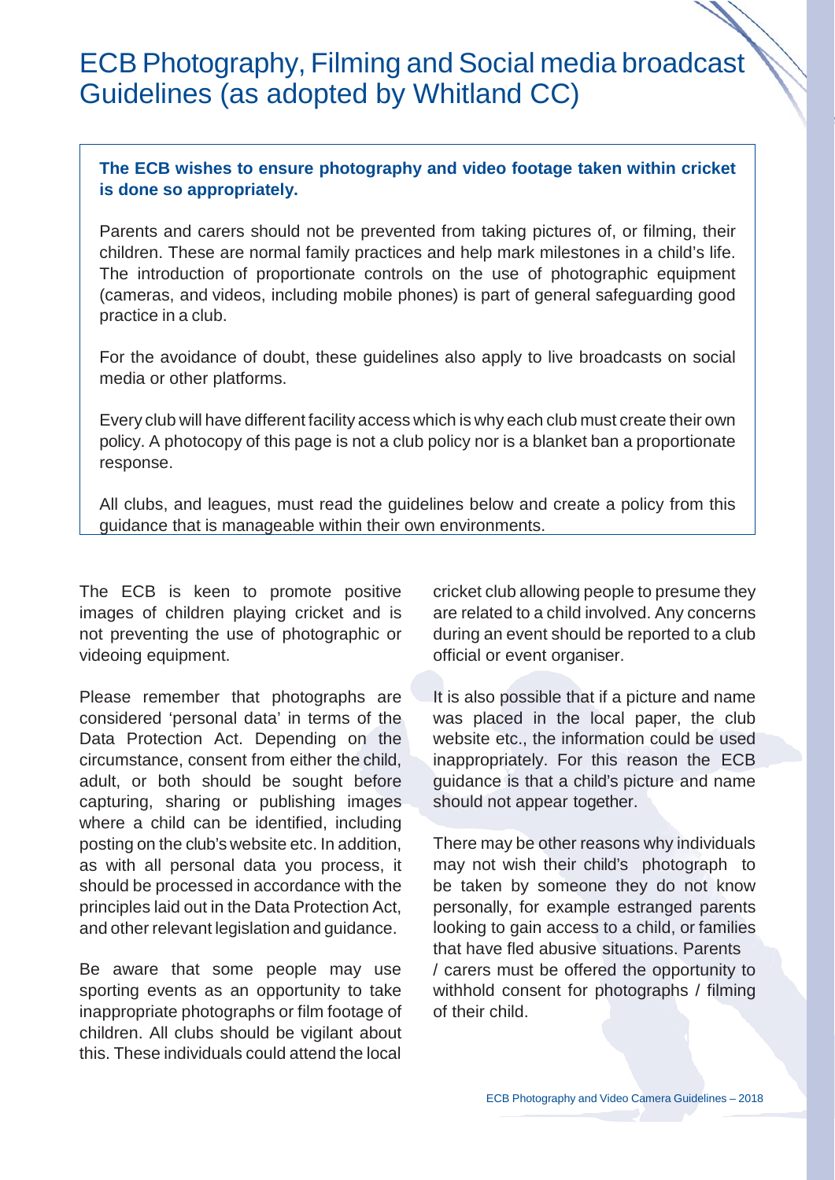# ECB Photography, Filming and Social media broadcast Guidelines (as adopted by Whitland CC)

**The ECB wishes to ensure photography and video footage taken within cricket is done so appropriately.**

Parents and carers should not be prevented from taking pictures of, or filming, their children. These are normal family practices and help mark milestones in a child's life. The introduction of proportionate controls on the use of photographic equipment (cameras, and videos, including mobile phones) is part of general safeguarding good practice in a club.

For the avoidance of doubt, these guidelines also apply to live broadcasts on social media or other platforms.

Every club will have different facility access which is why each club must create their own policy. A photocopy of this page is not a club policy nor is a blanket ban a proportionate response.

All clubs, and leagues, must read the guidelines below and create a policy from this guidance that is manageable within their own environments.

The ECB is keen to promote positive images of children playing cricket and is not preventing the use of photographic or videoing equipment.

Please remember that photographs are considered 'personal data' in terms of the Data Protection Act. Depending on the circumstance, consent from either the child, adult, or both should be sought before capturing, sharing or publishing images where a child can be identified, including posting on the club's website etc. In addition, as with all personal data you process, it should be processed in accordance with the principles laid out in the Data Protection Act, and other relevant legislation and guidance.

Be aware that some people may use sporting events as an opportunity to take inappropriate photographs or film footage of children. All clubs should be vigilant about this. These individuals could attend the local cricket club allowing people to presume they are related to a child involved. Any concerns during an event should be reported to a club official or event organiser.

It is also possible that if a picture and name was placed in the local paper, the club website etc., the information could be used inappropriately. For this reason the ECB guidance is that a child's picture and name should not appear together.

There may be other reasons why individuals may not wish their child's photograph to be taken by someone they do not know personally, for example estranged parents looking to gain access to a child, or families that have fled abusive situations. Parents / carers must be offered the opportunity to withhold consent for photographs / filming of their child.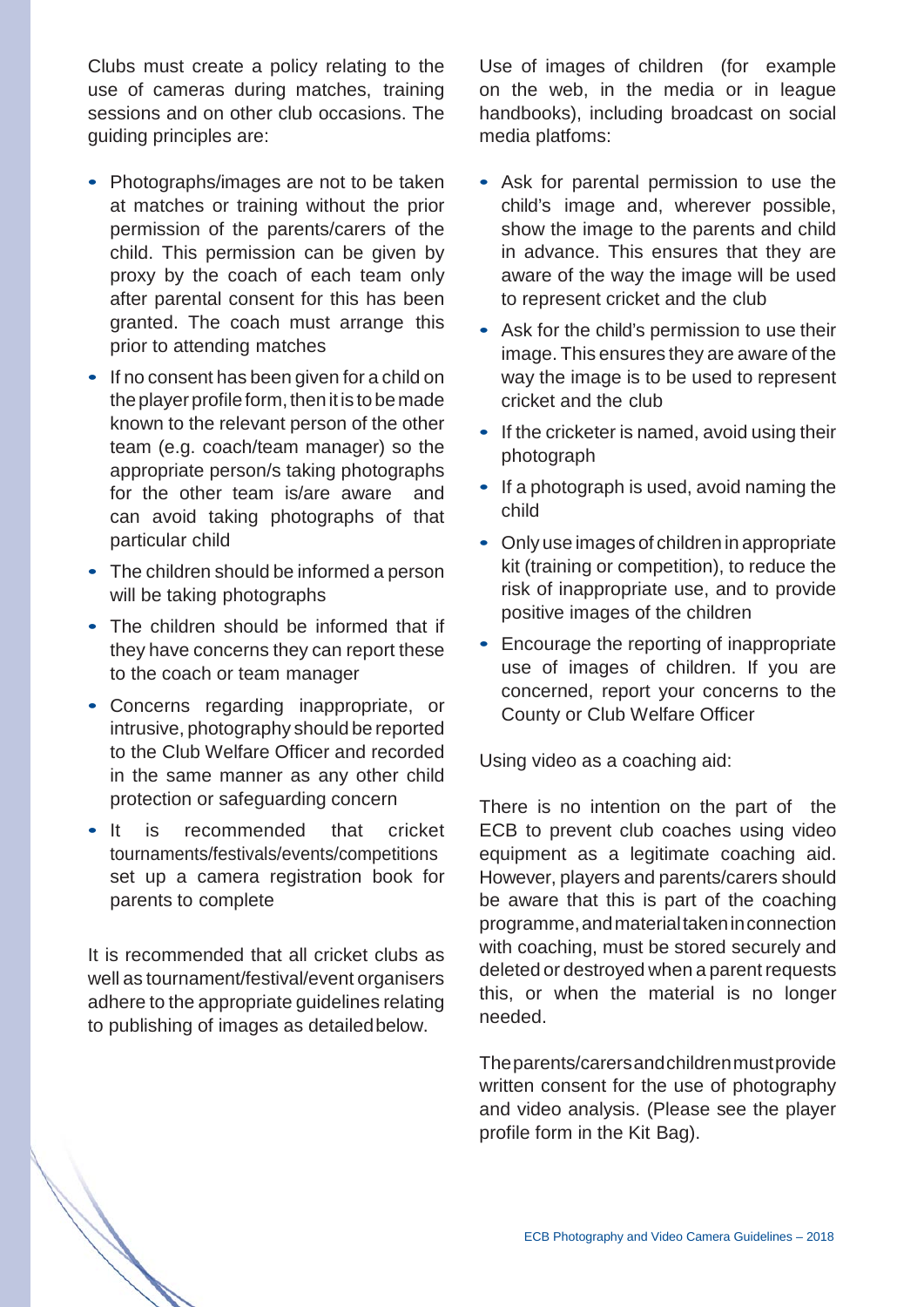Clubs must create a policy relating to the use of cameras during matches, training sessions and on other club occasions. The guiding principles are:

- Photographs/images are not to be taken at matches or training without the prior permission of the parents/carers of the child. This permission can be given by proxy by the coach of each team only after parental consent for this has been granted. The coach must arrange this prior to attending matches
- If no consent has been given for a child on the player profile form, then it is to be made known to the relevant person of the other team (e.g. coach/team manager) so the appropriate person/s taking photographs for the other team is/are aware and can avoid taking photographs of that particular child
- The children should be informed a person will be taking photographs
- The children should be informed that if they have concerns they can report these to the coach or team manager
- Concerns regarding inappropriate, or intrusive, photography should be reported to the Club Welfare Officer and recorded in the same manner as any other child protection or safeguarding concern
- It is recommended that cricket tournaments/festivals/events/competitions set up a camera registration book for parents to complete

It is recommended that all cricket clubs as well as tournament/festival/event organisers adhere to the appropriate guidelines relating to publishing of images as detailed below.

Use of images of children (for example on the web, in the media or in league handbooks), including broadcast on social media platfoms:

- Ask for parental permission to use the child's image and, wherever possible, show the image to the parents and child in advance. This ensures that they are aware of the way the image will be used to represent cricket and the club
- Ask for the child's permission to use their image. This ensures they are aware of the way the image is to be used to represent cricket and the club
- If the cricketer is named, avoid using their photograph
- If a photograph is used, avoid naming the child
- Only use images of children in appropriate kit (training or competition), to reduce the risk of inappropriate use, and to provide positive images of the children
- Encourage the reporting of inappropriate use of images of children. If you are concerned, report your concerns to the County or Club Welfare Officer

Using video as a coaching aid:

There is no intention on the part of the ECB to prevent club coaches using video equipment as a legitimate coaching aid. However, players and parents/carers should be aware that this is part of the coaching programme, and material taken in connection with coaching, must be stored securely and deleted or destroyed when a parent requests this, or when the material is no longer needed.

The parents/carers and children must provide written consent for the use of photography and video analysis. (Please see the player profile form in the Kit Bag).